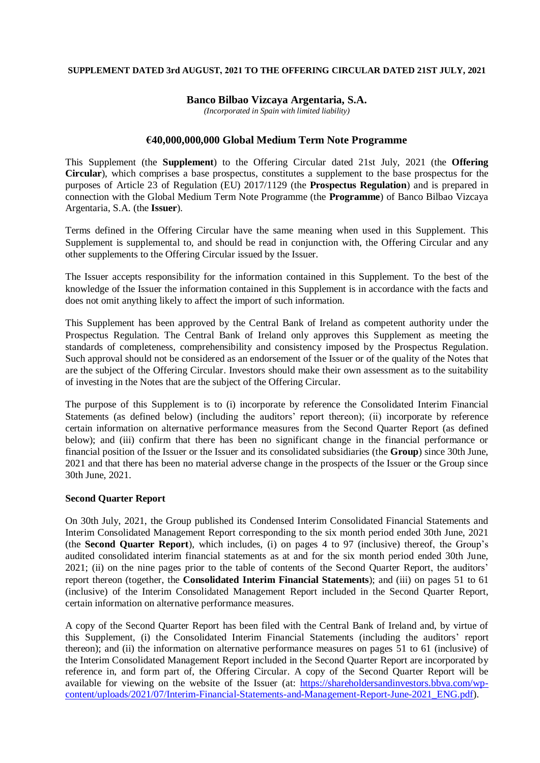**SUPPLEMENT DATED 3rd AUGUST, 2021 TO THE OFFERING CIRCULAR DATED 21ST JULY, 2021**

**Banco Bilbao Vizcaya Argentaria, S.A.**

*(Incorporated in Spain with limited liability)*

## €40,000,000,000 Global Medium Term Note Programme

This Supplement (the **Supplement**) to the Offering Circular dated 21st July, 2021 (the **Offering Circular**), which comprises a base prospectus, constitutes a supplement to the base prospectus for the purposes of Article 23 of Regulation (EU) 2017/1129 (the **Prospectus Regulation**) and is prepared in connection with the Global Medium Term Note Programme (the **Programme**) of Banco Bilbao Vizcaya Argentaria, S.A. (the **Issuer**).

Terms defined in the Offering Circular have the same meaning when used in this Supplement. This Supplement is supplemental to, and should be read in conjunction with, the Offering Circular and any other supplements to the Offering Circular issued by the Issuer.

The Issuer accepts responsibility for the information contained in this Supplement. To the best of the knowledge of the Issuer the information contained in this Supplement is in accordance with the facts and does not omit anything likely to affect the import of such information.

This Supplement has been approved by the Central Bank of Ireland as competent authority under the Prospectus Regulation. The Central Bank of Ireland only approves this Supplement as meeting the standards of completeness, comprehensibility and consistency imposed by the Prospectus Regulation. Such approval should not be considered as an endorsement of the Issuer or of the quality of the Notes that are the subject of the Offering Circular. Investors should make their own assessment as to the suitability of investing in the Notes that are the subject of the Offering Circular.

The purpose of this Supplement is to (i) incorporate by reference the Consolidated Interim Financial Statements (as defined below) (including the auditors' report thereon); (ii) incorporate by reference certain information on alternative performance measures from the Second Quarter Report (as defined below); and (iii) confirm that there has been no significant change in the financial performance or financial position of the Issuer or the Issuer and its consolidated subsidiaries (the **Group**) since 30th June, 2021 and that there has been no material adverse change in the prospects of the Issuer or the Group since 30th June, 2021.

### Second Quarter Report

On 30th July, 2021, the Group published its Condensed Interim Consolidated Financial Statements and Interim Consolidated Management Report corresponding to the six month period ended 30th June, 2021 (the **Second Quarter Report**), which includes, (i) on pages 4 to 97 (inclusive) thereof, the Group's audited consolidated interim financial statements as at and for the six month period ended 30th June, 2021; (ii) on the nine pages prior to the table of contents of the Second Quarter Report, the auditors' report thereon (together, the **Consolidated Interim Financial Statements**); and (iii) on pages 51 to 61 (inclusive) of the Interim Consolidated Management Report included in the Second Quarter Report, certain information on alternative performance measures.

A copy of the Second Quarter Report has been filed with the Central Bank of Ireland and, by virtue of this Supplement, (i) the Consolidated Interim Financial Statements (including the auditors' report thereon); and (ii) the information on alternative performance measures on pages 51 to 61 (inclusive) of the Interim Consolidated Management Report included in the Second Quarter Report are incorporated by reference in, and form part of, the Offering Circular. A copy of the Second Quarter Report will be available for viewing on the website of the Issuer (at: https://shareholdersandinvestors.bbva.com/wp-content/uploads/2021/07/Interim-Financial-Statements-and-Management-Report-June-2021_ENG.pdf).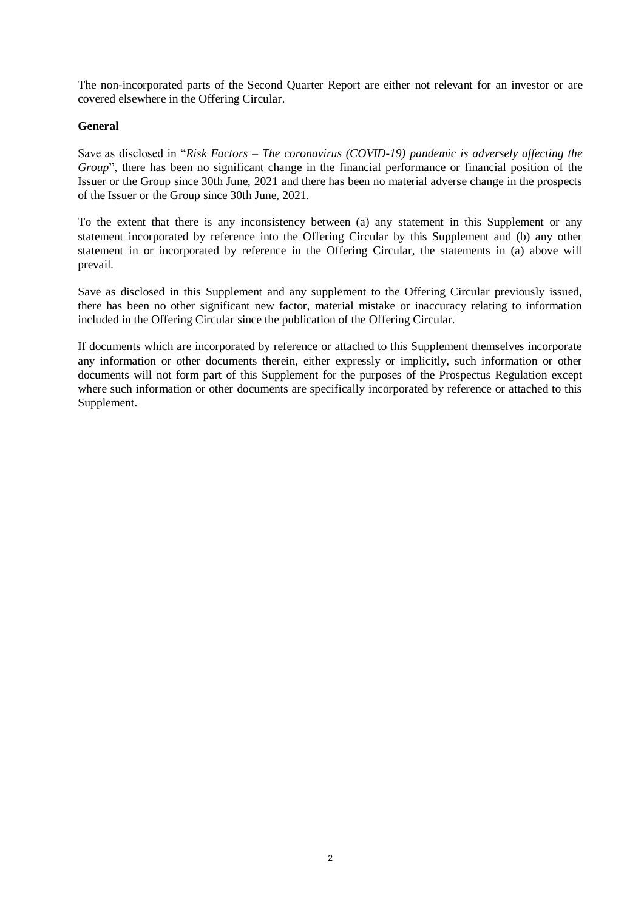The non-incorporated parts of the Second Quarter Report are either not relevant for an investor or are covered elsewhere in the Offering Circular.

**General**

Save as disclosed in "*Risk Factors – The coronavirus (COVID-19) pandemic is adversely affecting the Group*", there has been no significant change in the financial performance or financial position of the Issuer or the Group since 30th June, 2021 and there has been no material adverse change in the prospects of the Issuer or the Group since 30th June, 2021.

To the extent that there is any inconsistency between (a) any statement in this Supplement or any statement incorporated by reference into the Offering Circular by this Supplement and (b) any other statement in or incorporated by reference in the Offering Circular, the statements in (a) above will prevail.

Save as disclosed in this Supplement and any supplement to the Offering Circular previously issued, there has been no other significant new factor, material mistake or inaccuracy relating to information included in the Offering Circular since the publication of the Offering Circular.

If documents which are incorporated by reference or attached to this Supplement themselves incorporate any information or other documents therein, either expressly or implicitly, such information or other documents will not form part of this Supplement for the purposes of the Prospectus Regulation except where such information or other documents are specifically incorporated by reference or attached to this Supplement.